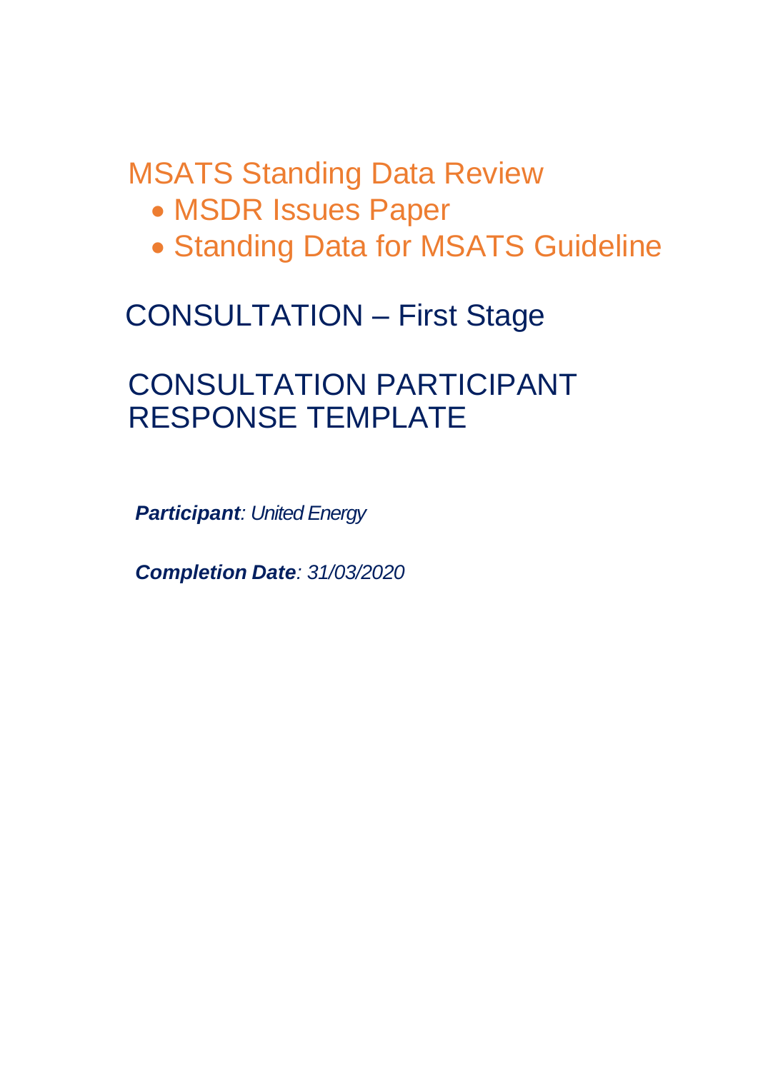# MSATS Standing Data Review

- MSDR Issues Paper
- Standing Data for MSATS Guideline

## CONSULTATION – First Stage

## CONSULTATION PARTICIPANT RESPONSE TEMPLATE

***Participant**: United Energy*

***Completion Date**: 31/03/2020*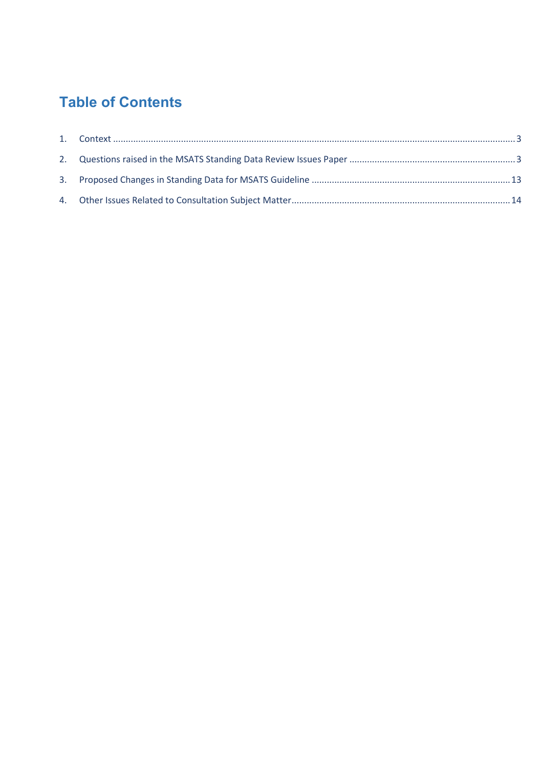# Table of Contents

1. Context ........................................................................................................................................................ 3
2. Questions raised in the MSATS Standing Data Review Issues Paper ................................................................. 3
3. Proposed Changes in Standing Data for MSATS Guideline ............................................................................. 13
4. Other Issues Related to Consultation Subject Matter..................................................................................... 14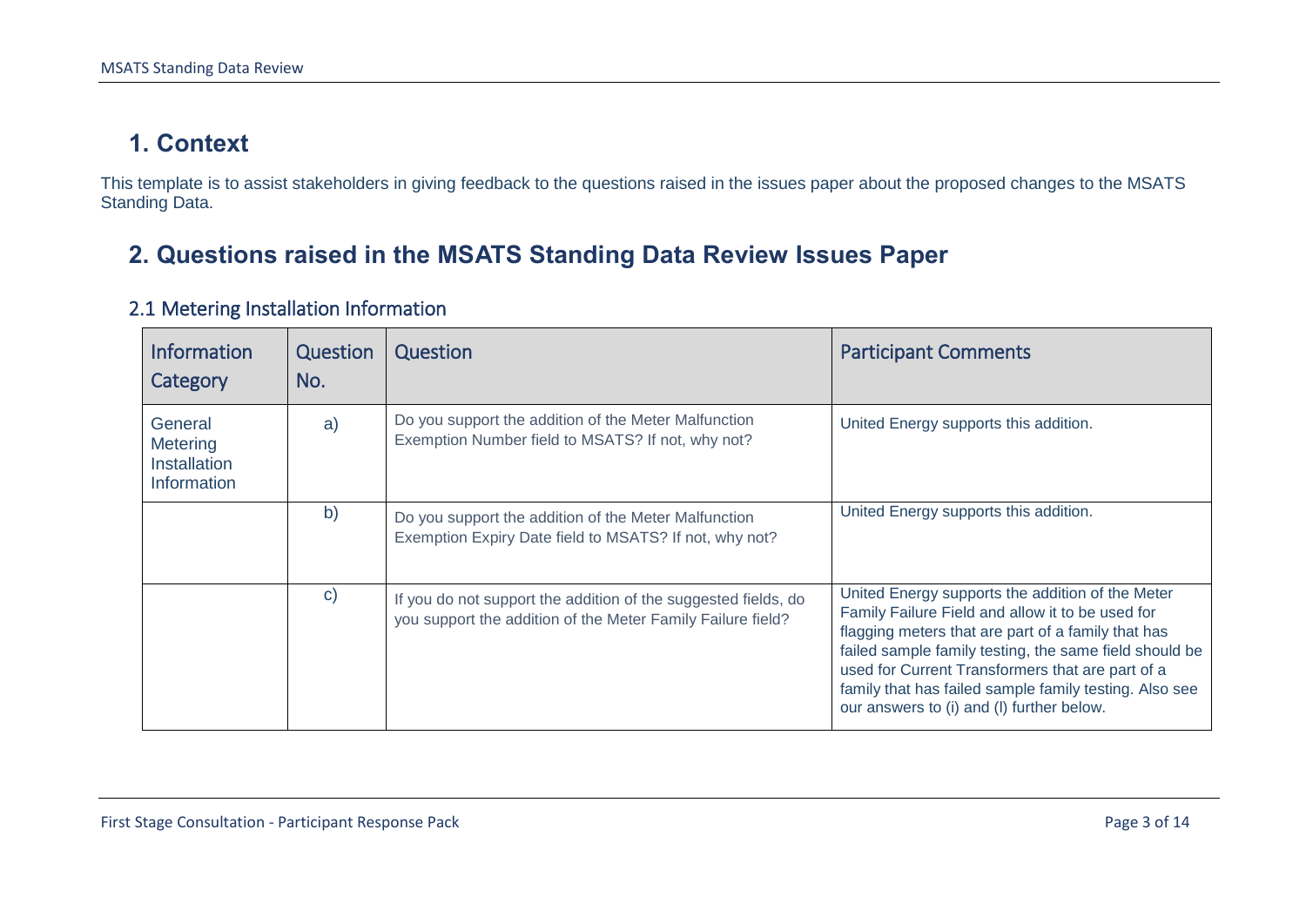# 1. Context

This template is to assist stakeholders in giving feedback to the questions raised in the issues paper about the proposed changes to the MSATS Standing Data.

# 2. Questions raised in the MSATS Standing Data Review Issues Paper

## 2.1 Metering Installation Information

| Information Category | Question No. | Question | Participant Comments |
|---|---|---|---|
| General Metering Installation Information | a) | Do you support the addition of the Meter Malfunction Exemption Number field to MSATS? If not, why not? | United Energy supports this addition. |
| | b) | Do you support the addition of the Meter Malfunction Exemption Expiry Date field to MSATS? If not, why not? | United Energy supports this addition. |
| | c) | If you do not support the addition of the suggested fields, do you support the addition of the Meter Family Failure field? | United Energy supports the addition of the Meter Family Failure Field and allow it to be used for flagging meters that are part of a family that has failed sample family testing, the same field should be used for Current Transformers that are part of a family that has failed sample family testing. Also see our answers to (i) and (l) further below. |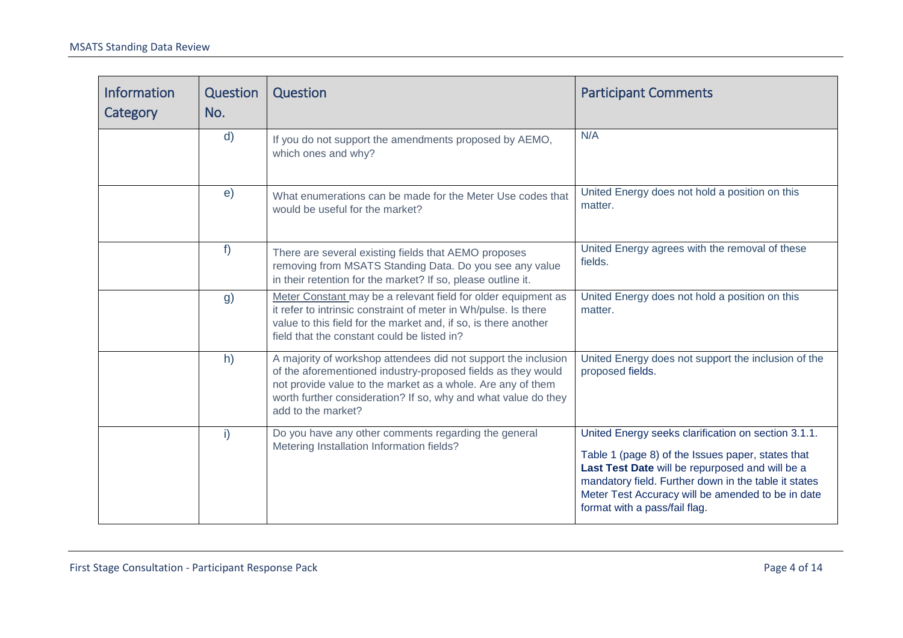| Information Category | Question No. | Question | Participant Comments |
|---|---|---|---|
| | d) | If you do not support the amendments proposed by AEMO, which ones and why? | N/A |
| | e) | What enumerations can be made for the Meter Use codes that would be useful for the market? | United Energy does not hold a position on this matter. |
| | f) | There are several existing fields that AEMO proposes removing from MSATS Standing Data. Do you see any value in their retention for the market? If so, please outline it. | United Energy agrees with the removal of these fields. |
| | g) | Meter Constant may be a relevant field for older equipment as it refer to intrinsic constraint of meter in Wh/pulse. Is there value to this field for the market and, if so, is there another field that the constant could be listed in? | United Energy does not hold a position on this matter. |
| | h) | A majority of workshop attendees did not support the inclusion of the aforementioned industry-proposed fields as they would not provide value to the market as a whole. Are any of them worth further consideration? If so, why and what value do they add to the market? | United Energy does not support the inclusion of the proposed fields. |
| | i) | Do you have any other comments regarding the general Metering Installation Information fields? | United Energy seeks clarification on section 3.1.1.<br><br>Table 1 (page 8) of the Issues paper, states that **Last Test Date** will be repurposed and will be a mandatory field. Further down in the table it states Meter Test Accuracy will be amended to be in date format with a pass/fail flag. |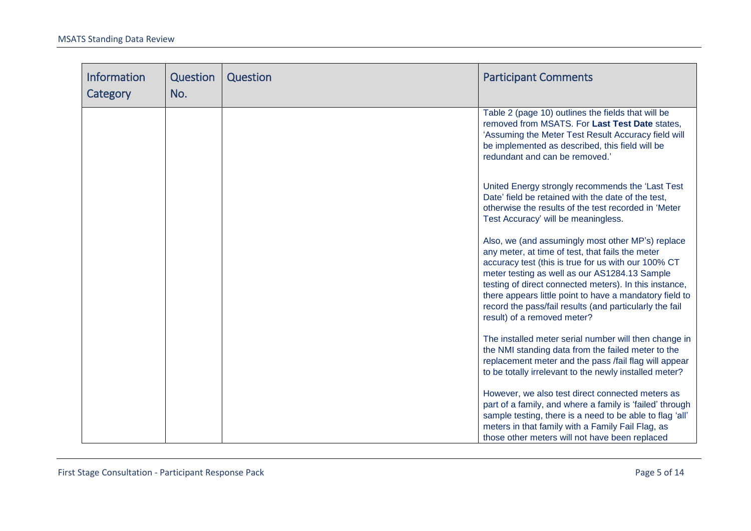| Information Category | Question No. | Question | Participant Comments |
|---|---|---|---|
| | | | Table 2 (page 10) outlines the fields that will be removed from MSATS. For **Last Test Date** states, 'Assuming the Meter Test Result Accuracy field will be implemented as described, this field will be redundant and can be removed.'<br><br>United Energy strongly recommends the 'Last Test Date' field be retained with the date of the test, otherwise the results of the test recorded in 'Meter Test Accuracy' will be meaningless.<br><br>Also, we (and assumingly most other MP's) replace any meter, at time of test, that fails the meter accuracy test (this is true for us with our 100% CT meter testing as well as our AS1284.13 Sample testing of direct connected meters). In this instance, there appears little point to have a mandatory field to record the pass/fail results (and particularly the fail result) of a removed meter?<br><br>The installed meter serial number will then change in the NMI standing data from the failed meter to the replacement meter and the pass /fail flag will appear to be totally irrelevant to the newly installed meter?<br><br>However, we also test direct connected meters as part of a family, and where a family is 'failed' through sample testing, there is a need to be able to flag 'all' meters in that family with a Family Fail Flag, as those other meters will not have been replaced |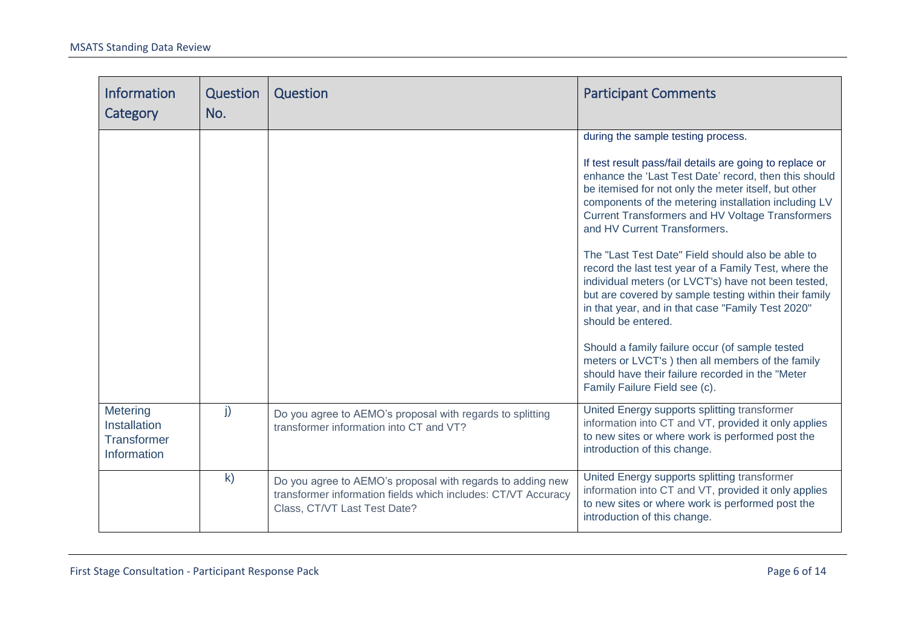| Information Category | Question No. | Question | Participant Comments |
|---|---|---|---|
| | | | during the sample testing process.<br><br>If test result pass/fail details are going to replace or enhance the 'Last Test Date' record, then this should be itemised for not only the meter itself, but other components of the metering installation including LV Current Transformers and HV Voltage Transformers and HV Current Transformers.<br><br>The "Last Test Date" Field should also be able to record the last test year of a Family Test, where the individual meters (or LVCT's) have not been tested, but are covered by sample testing within their family in that year, and in that case "Family Test 2020" should be entered.<br><br>Should a family failure occur (of sample tested meters or LVCT's ) then all members of the family should have their failure recorded in the "Meter Family Failure Field see (c). |
| Metering Installation Transformer Information | j) | Do you agree to AEMO's proposal with regards to splitting transformer information into CT and VT? | United Energy supports splitting transformer information into CT and VT, provided it only applies to new sites or where work is performed post the introduction of this change. |
| | k) | Do you agree to AEMO's proposal with regards to adding new transformer information fields which includes: CT/VT Accuracy Class, CT/VT Last Test Date? | United Energy supports splitting transformer information into CT and VT, provided it only applies to new sites or where work is performed post the introduction of this change. |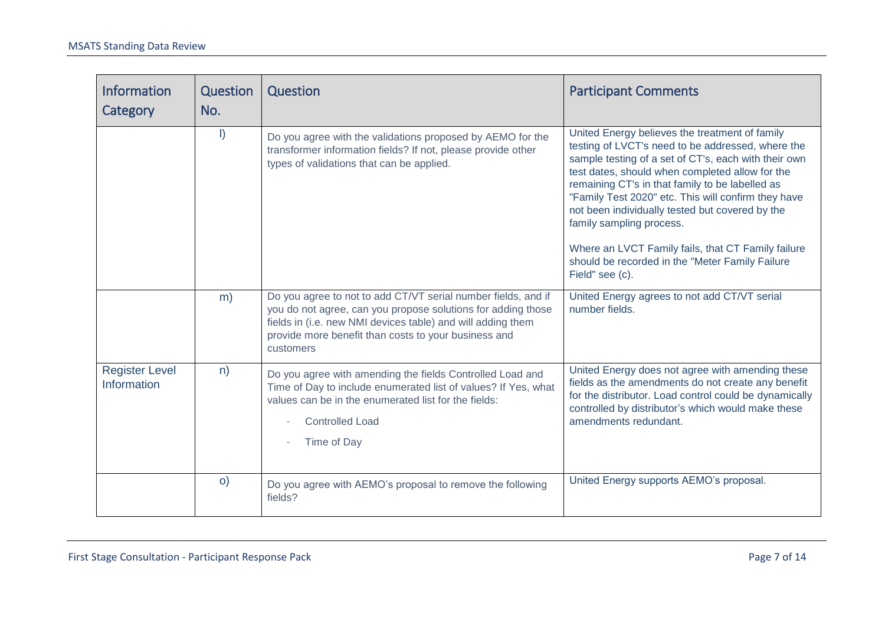| Information Category | Question No. | Question | Participant Comments |
|---|---|---|---|
| | l) | Do you agree with the validations proposed by AEMO for the transformer information fields? If not, please provide other types of validations that can be applied. | United Energy believes the treatment of family testing of LVCT's need to be addressed, where the sample testing of a set of CT's, each with their own test dates, should when completed allow for the remaining CT's in that family to be labelled as "Family Test 2020" etc. This will confirm they have not been individually tested but covered by the family sampling process.<br><br>Where an LVCT Family fails, that CT Family failure should be recorded in the "Meter Family Failure Field" see (c). |
| | m) | Do you agree to not to add CT/VT serial number fields, and if you do not agree, can you propose solutions for adding those fields in (i.e. new NMI devices table) and will adding them provide more benefit than costs to your business and customers | United Energy agrees to not add CT/VT serial number fields. |
| Register Level Information | n) | Do you agree with amending the fields Controlled Load and Time of Day to include enumerated list of values? If Yes, what values can be in the enumerated list for the fields:<br>- Controlled Load<br>- Time of Day | United Energy does not agree with amending these fields as the amendments do not create any benefit for the distributor. Load control could be dynamically controlled by distributor's which would make these amendments redundant. |
| | o) | Do you agree with AEMO's proposal to remove the following fields? | United Energy supports AEMO's proposal. |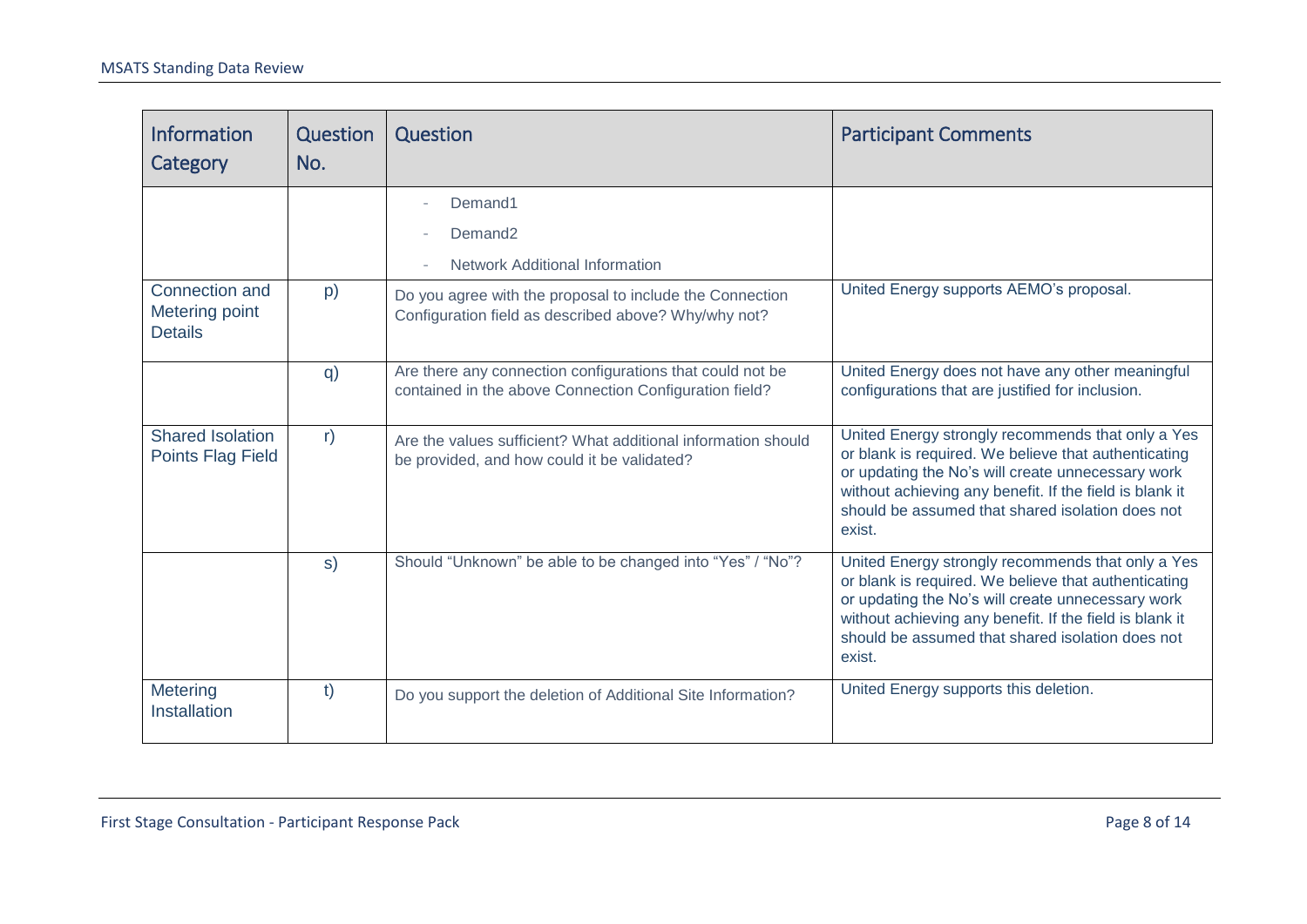| Information Category | Question No. | Question | Participant Comments |
|---|---|---|---|
| | | - Demand1<br>- Demand2<br>- Network Additional Information | |
| Connection and Metering point Details | p) | Do you agree with the proposal to include the Connection Configuration field as described above? Why/why not? | United Energy supports AEMO's proposal. |
| | q) | Are there any connection configurations that could not be contained in the above Connection Configuration field? | United Energy does not have any other meaningful configurations that are justified for inclusion. |
| Shared Isolation Points Flag Field | r) | Are the values sufficient? What additional information should be provided, and how could it be validated? | United Energy strongly recommends that only a Yes or blank is required. We believe that authenticating or updating the No's will create unnecessary work without achieving any benefit. If the field is blank it should be assumed that shared isolation does not exist. |
| | s) | Should "Unknown" be able to be changed into "Yes" / "No"? | United Energy strongly recommends that only a Yes or blank is required. We believe that authenticating or updating the No's will create unnecessary work without achieving any benefit. If the field is blank it should be assumed that shared isolation does not exist. |
| Metering Installation | t) | Do you support the deletion of Additional Site Information? | United Energy supports this deletion. |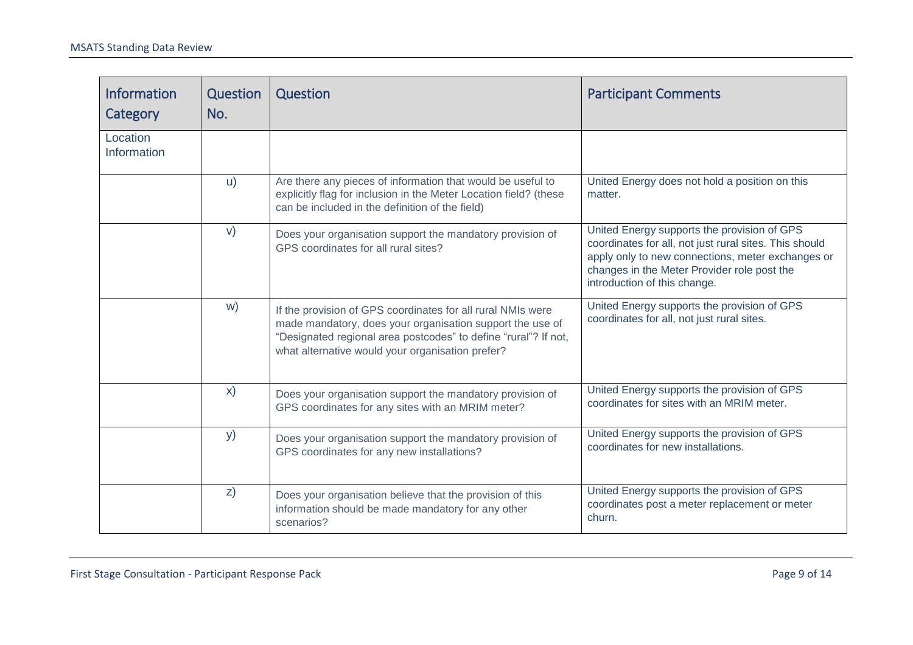| Information Category | Question No. | Question | Participant Comments |
|---|---|---|---|
| Location Information | | | |
| | u) | Are there any pieces of information that would be useful to explicitly flag for inclusion in the Meter Location field? (these can be included in the definition of the field) | United Energy does not hold a position on this matter. |
| | v) | Does your organisation support the mandatory provision of GPS coordinates for all rural sites? | United Energy supports the provision of GPS coordinates for all, not just rural sites. This should apply only to new connections, meter exchanges or changes in the Meter Provider role post the introduction of this change. |
| | w) | If the provision of GPS coordinates for all rural NMIs were made mandatory, does your organisation support the use of "Designated regional area postcodes" to define "rural"? If not, what alternative would your organisation prefer? | United Energy supports the provision of GPS coordinates for all, not just rural sites. |
| | x) | Does your organisation support the mandatory provision of GPS coordinates for any sites with an MRIM meter? | United Energy supports the provision of GPS coordinates for sites with an MRIM meter. |
| | y) | Does your organisation support the mandatory provision of GPS coordinates for any new installations? | United Energy supports the provision of GPS coordinates for new installations. |
| | z) | Does your organisation believe that the provision of this information should be made mandatory for any other scenarios? | United Energy supports the provision of GPS coordinates post a meter replacement or meter churn. |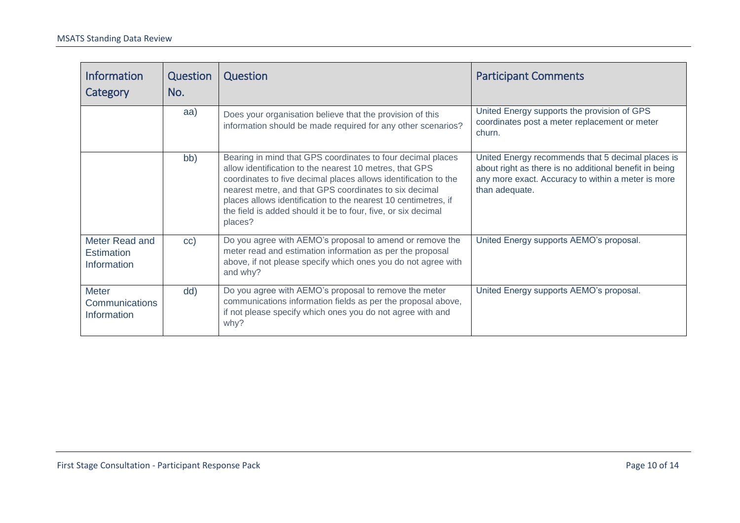| Information Category | Question No. | Question | Participant Comments |
| --- | --- | --- | --- |
| | aa) | Does your organisation believe that the provision of this information should be made required for any other scenarios? | United Energy supports the provision of GPS coordinates post a meter replacement or meter churn. |
| | bb) | Bearing in mind that GPS coordinates to four decimal places allow identification to the nearest 10 metres, that GPS coordinates to five decimal places allows identification to the nearest metre, and that GPS coordinates to six decimal places allows identification to the nearest 10 centimetres, if the field is added should it be to four, five, or six decimal places? | United Energy recommends that 5 decimal places is about right as there is no additional benefit in being any more exact. Accuracy to within a meter is more than adequate. |
| Meter Read and Estimation Information | cc) | Do you agree with AEMO's proposal to amend or remove the meter read and estimation information as per the proposal above, if not please specify which ones you do not agree with and why? | United Energy supports AEMO's proposal. |
| Meter Communications Information | dd) | Do you agree with AEMO's proposal to remove the meter communications information fields as per the proposal above, if not please specify which ones you do not agree with and why? | United Energy supports AEMO's proposal. |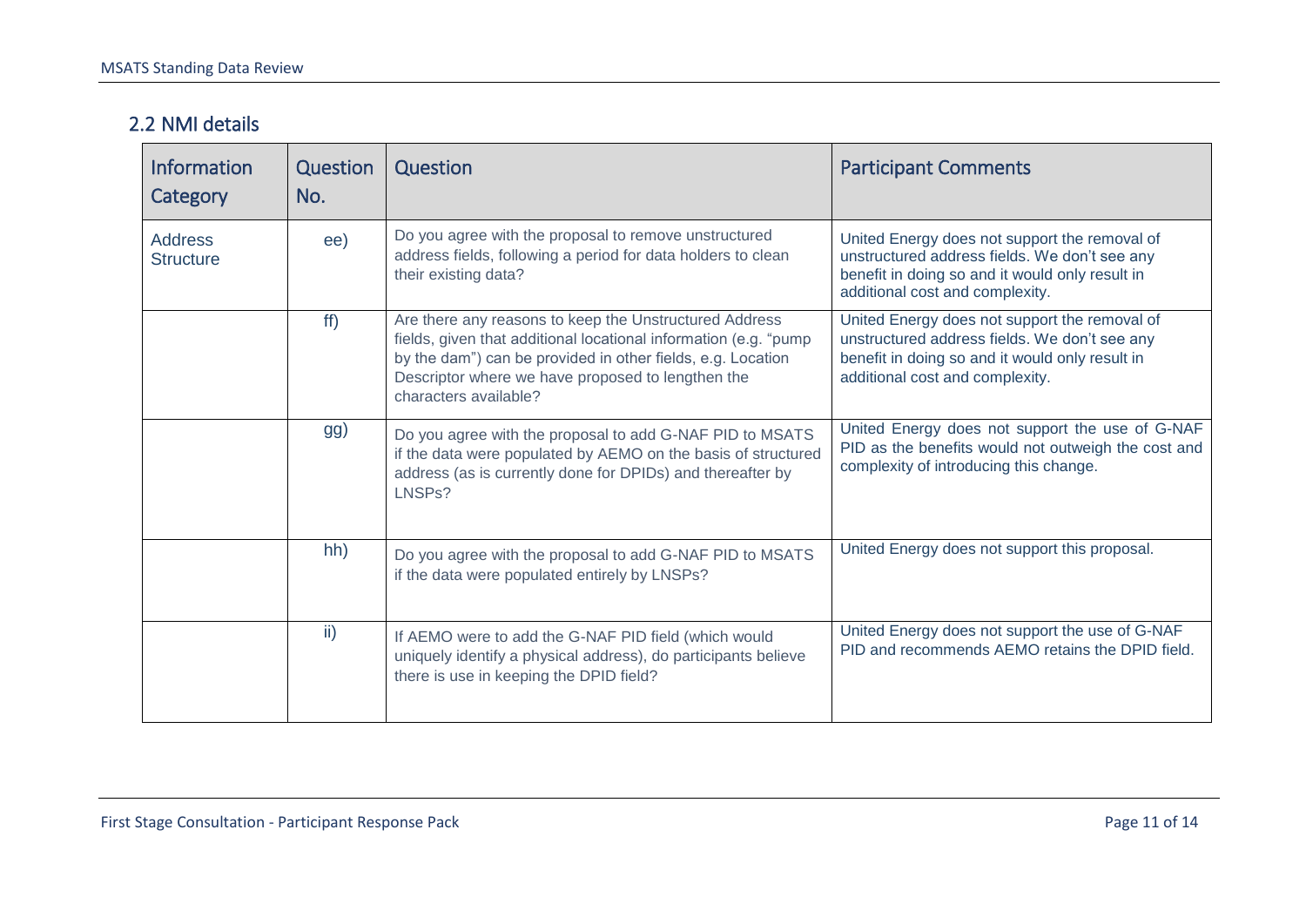## 2.2 NMI details

| Information Category | Question No. | Question | Participant Comments |
|---|---|---|---|
| Address Structure | ee) | Do you agree with the proposal to remove unstructured address fields, following a period for data holders to clean their existing data? | United Energy does not support the removal of unstructured address fields. We don't see any benefit in doing so and it would only result in additional cost and complexity. |
| | ff) | Are there any reasons to keep the Unstructured Address fields, given that additional locational information (e.g. "pump by the dam") can be provided in other fields, e.g. Location Descriptor where we have proposed to lengthen the characters available? | United Energy does not support the removal of unstructured address fields. We don't see any benefit in doing so and it would only result in additional cost and complexity. |
| | gg) | Do you agree with the proposal to add G-NAF PID to MSATS if the data were populated by AEMO on the basis of structured address (as is currently done for DPIDs) and thereafter by LNSPs? | United Energy does not support the use of G-NAF PID as the benefits would not outweigh the cost and complexity of introducing this change. |
| | hh) | Do you agree with the proposal to add G-NAF PID to MSATS if the data were populated entirely by LNSPs? | United Energy does not support this proposal. |
| | ii) | If AEMO were to add the G-NAF PID field (which would uniquely identify a physical address), do participants believe there is use in keeping the DPID field? | United Energy does not support the use of G-NAF PID and recommends AEMO retains the DPID field. |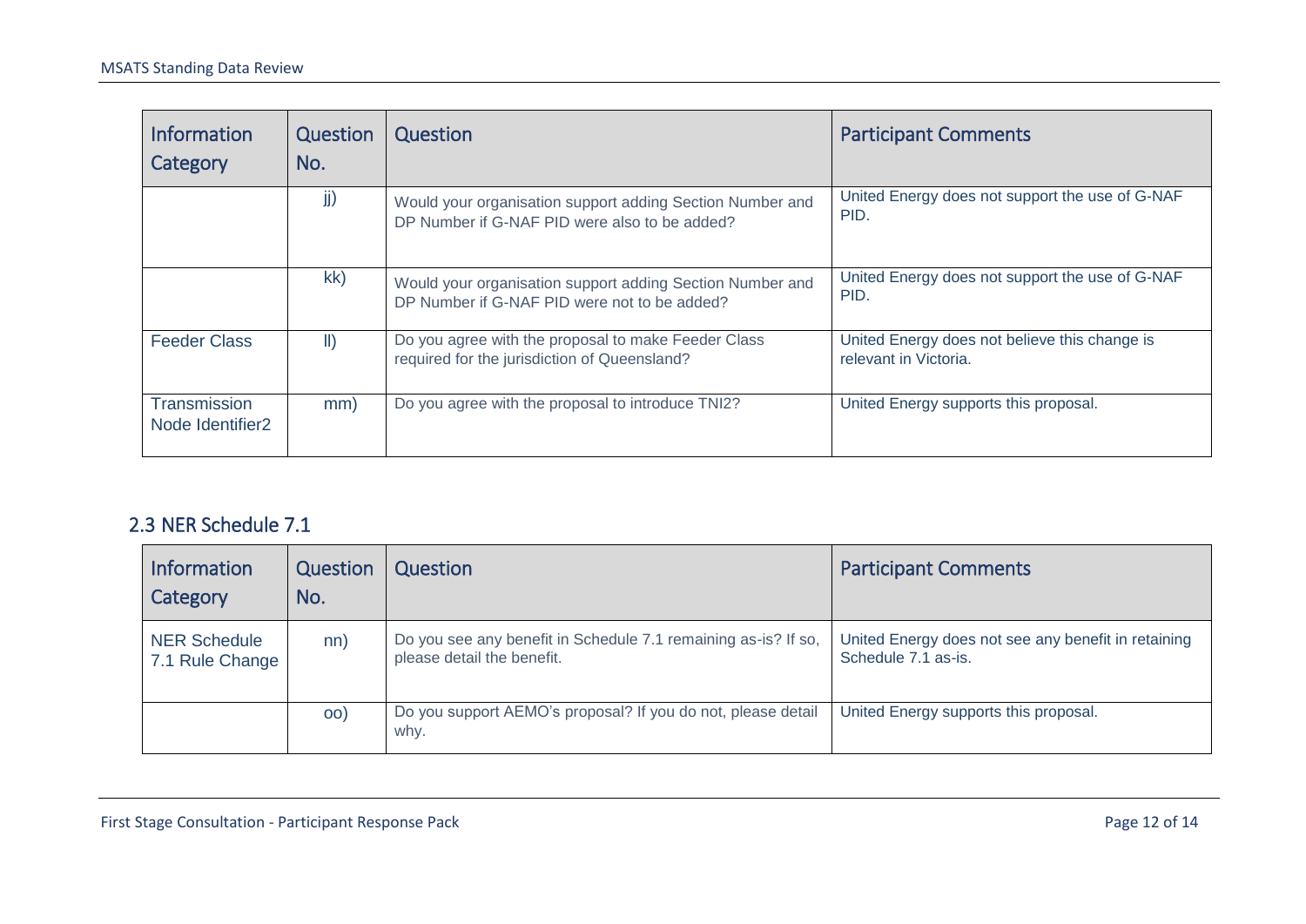| Information Category | Question No. | Question | Participant Comments |
| --- | --- | --- | --- |
| | jj) | Would your organisation support adding Section Number and DP Number if G-NAF PID were also to be added? | United Energy does not support the use of G-NAF PID. |
| | kk) | Would your organisation support adding Section Number and DP Number if G-NAF PID were not to be added? | United Energy does not support the use of G-NAF PID. |
| Feeder Class | ll) | Do you agree with the proposal to make Feeder Class required for the jurisdiction of Queensland? | United Energy does not believe this change is relevant in Victoria. |
| Transmission Node Identifier2 | mm) | Do you agree with the proposal to introduce TNI2? | United Energy supports this proposal. |

## 2.3 NER Schedule 7.1

| Information Category | Question No. | Question | Participant Comments |
| --- | --- | --- | --- |
| NER Schedule 7.1 Rule Change | nn) | Do you see any benefit in Schedule 7.1 remaining as-is? If so, please detail the benefit. | United Energy does not see any benefit in retaining Schedule 7.1 as-is. |
| | oo) | Do you support AEMO's proposal? If you do not, please detail why. | United Energy supports this proposal. |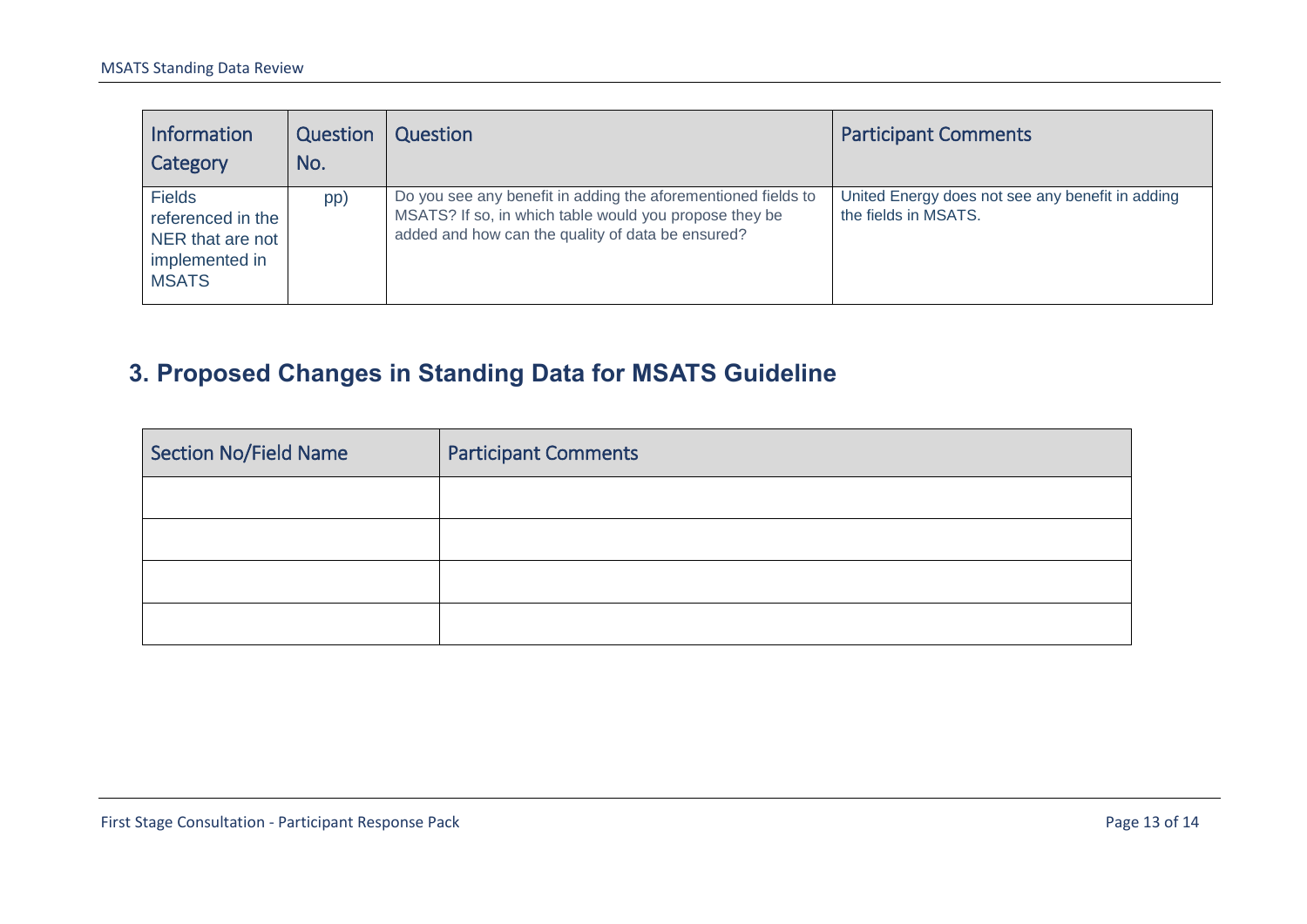| Information Category | Question No. | Question | Participant Comments |
|---|---|---|---|
| Fields referenced in the NER that are not implemented in MSATS | pp) | Do you see any benefit in adding the aforementioned fields to MSATS? If so, in which table would you propose they be added and how can the quality of data be ensured? | United Energy does not see any benefit in adding the fields in MSATS. |

## 3. Proposed Changes in Standing Data for MSATS Guideline

| Section No/Field Name | Participant Comments |
|---|---|
| | |
| | |
| | |
| | |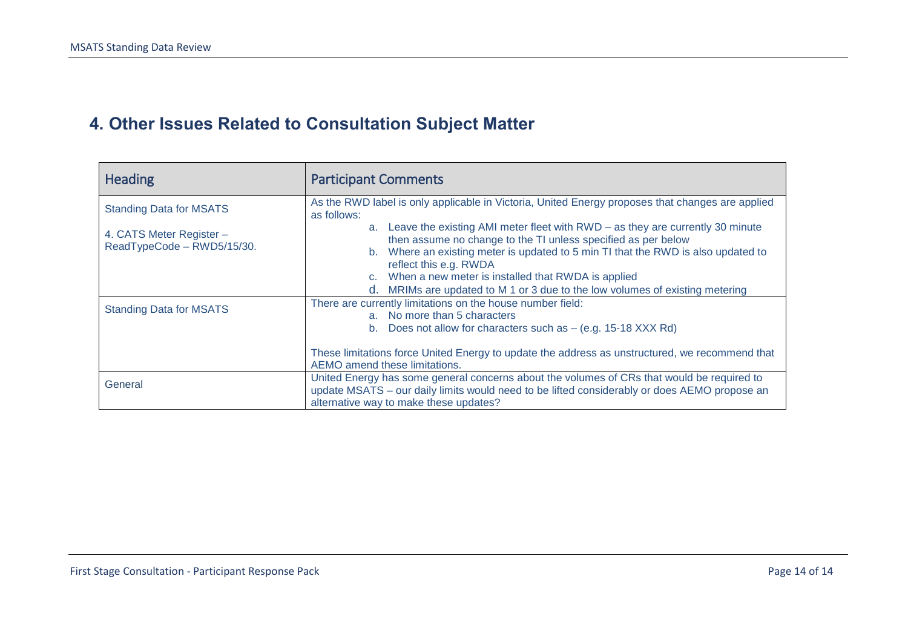## 4. Other Issues Related to Consultation Subject Matter

| Heading | Participant Comments |
|---|---|
| Standing Data for MSATS<br><br>4. CATS Meter Register – ReadTypeCode – RWD5/15/30. | As the RWD label is only applicable in Victoria, United Energy proposes that changes are applied as follows:<br>a. Leave the existing AMI meter fleet with RWD – as they are currently 30 minute then assume no change to the TI unless specified as per below<br>b. Where an existing meter is updated to 5 min TI that the RWD is also updated to reflect this e.g. RWDA<br>c. When a new meter is installed that RWDA is applied<br>d. MRIMs are updated to M 1 or 3 due to the low volumes of existing metering |
| Standing Data for MSATS | There are currently limitations on the house number field:<br>a. No more than 5 characters<br>b. Does not allow for characters such as – (e.g. 15-18 XXX Rd)<br><br>These limitations force United Energy to update the address as unstructured, we recommend that AEMO amend these limitations. |
| General | United Energy has some general concerns about the volumes of CRs that would be required to update MSATS – our daily limits would need to be lifted considerably or does AEMO propose an alternative way to make these updates? |